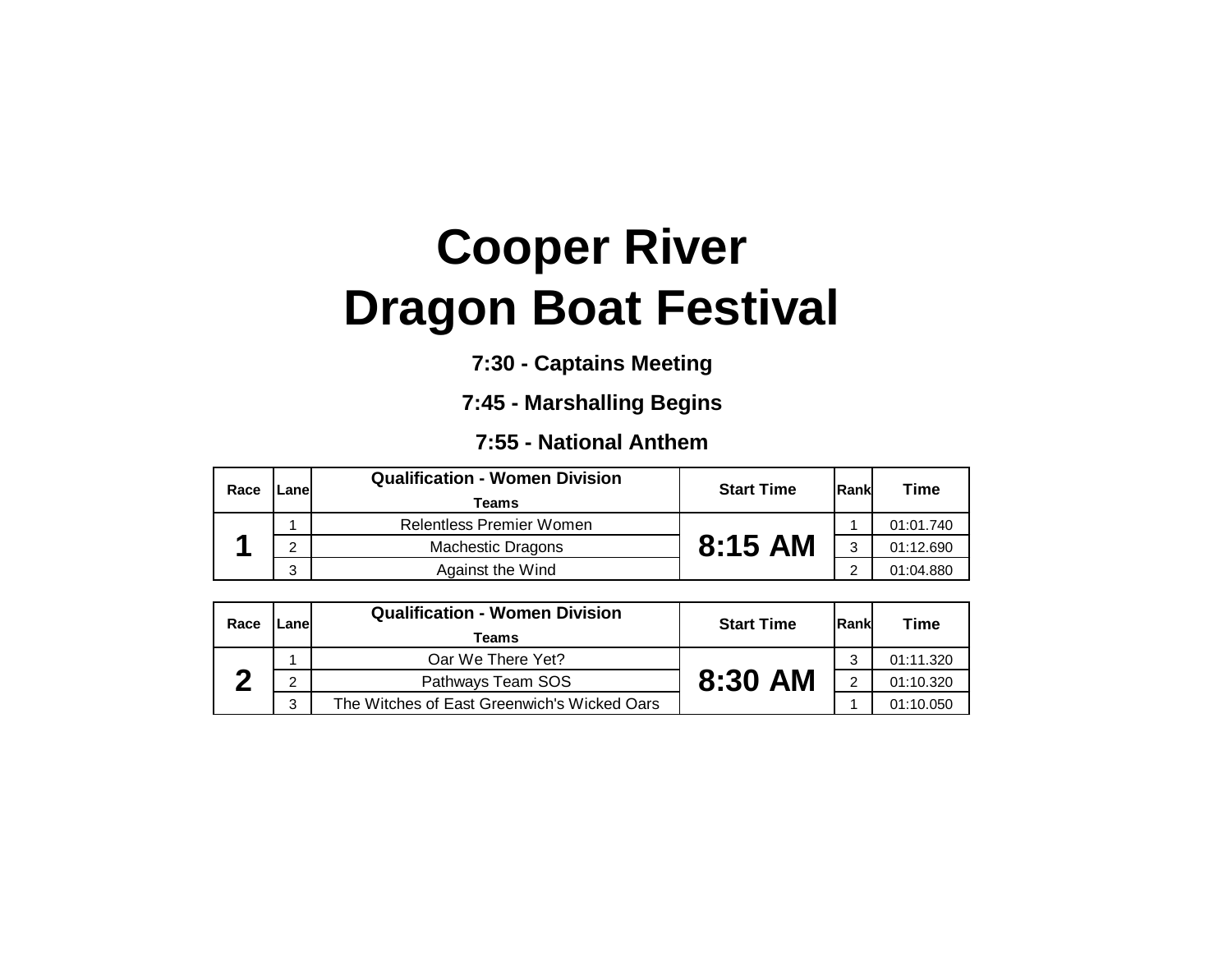# Cooper River
# Dragon Boat Festival

**7:30 - Captains Meeting**

**7:45 - Marshalling Begins**

**7:55 - National Anthem**

| Race | Lane | Qualification - Women Division<br>Teams | Start Time | Rank | Time |
|---|---|---|---|---|---|
| **1** | 1 | Relentless Premier Women | **8:15 AM** | 1 | 01:01.740 |
| | 2 | Machestic Dragons | | 3 | 01:12.690 |
| | 3 | Against the Wind | | 2 | 01:04.880 |

| Race | Lane | Qualification - Women Division<br>Teams | Start Time | Rank | Time |
|---|---|---|---|---|---|
| **2** | 1 | Oar We There Yet? | **8:30 AM** | 3 | 01:11.320 |
| | 2 | Pathways Team SOS | | 2 | 01:10.320 |
| | 3 | The Witches of East Greenwich's Wicked Oars | | 1 | 01:10.050 |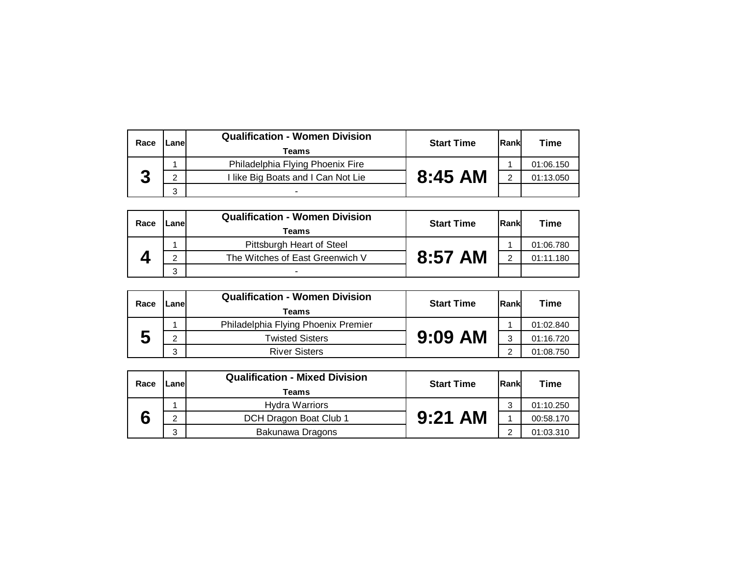| Race | Lane | Qualification - Women Division<br>Teams | Start Time | Rank | Time |
|---|---|---|---|---|---|
| **3** | 1 | Philadelphia Flying Phoenix Fire | **8:45 AM** | 1 | 01:06.150 |
| | 2 | I like Big Boats and I Can Not Lie | | 2 | 01:13.050 |
| | 3 | - | | | |

| Race | Lane | Qualification - Women Division<br>Teams | Start Time | Rank | Time |
|---|---|---|---|---|---|
| **4** | 1 | Pittsburgh Heart of Steel | **8:57 AM** | 1 | 01:06.780 |
| | 2 | The Witches of East Greenwich V | | 2 | 01:11.180 |
| | 3 | - | | | |

| Race | Lane | Qualification - Women Division<br>Teams | Start Time | Rank | Time |
|---|---|---|---|---|---|
| **5** | 1 | Philadelphia Flying Phoenix Premier | **9:09 AM** | 1 | 01:02.840 |
| | 2 | Twisted Sisters | | 3 | 01:16.720 |
| | 3 | River Sisters | | 2 | 01:08.750 |

| Race | Lane | Qualification - Mixed Division<br>Teams | Start Time | Rank | Time |
|---|---|---|---|---|---|
| **6** | 1 | Hydra Warriors | **9:21 AM** | 3 | 01:10.250 |
| | 2 | DCH Dragon Boat Club 1 | | 1 | 00:58.170 |
| | 3 | Bakunawa Dragons | | 2 | 01:03.310 |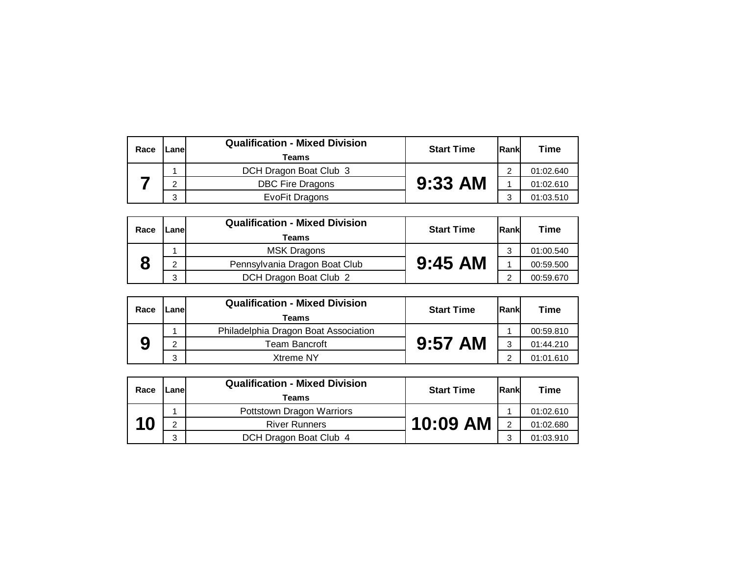| Race | Lane | Qualification - Mixed Division<br>Teams | Start Time | Rank | Time |
|---|---|---|---|---|---|
| 7 | 1 | DCH Dragon Boat Club 3 | 9:33 AM | 2 | 01:02.640 |
| | 2 | DBC Fire Dragons | | 1 | 01:02.610 |
| | 3 | EvoFit Dragons | | 3 | 01:03.510 |

| Race | Lane | Qualification - Mixed Division<br>Teams | Start Time | Rank | Time |
|---|---|---|---|---|---|
| 8 | 1 | MSK Dragons | 9:45 AM | 3 | 01:00.540 |
| | 2 | Pennsylvania Dragon Boat Club | | 1 | 00:59.500 |
| | 3 | DCH Dragon Boat Club 2 | | 2 | 00:59.670 |

| Race | Lane | Qualification - Mixed Division<br>Teams | Start Time | Rank | Time |
|---|---|---|---|---|---|
| 9 | 1 | Philadelphia Dragon Boat Association | 9:57 AM | 1 | 00:59.810 |
| | 2 | Team Bancroft | | 3 | 01:44.210 |
| | 3 | Xtreme NY | | 2 | 01:01.610 |

| Race | Lane | Qualification - Mixed Division<br>Teams | Start Time | Rank | Time |
|---|---|---|---|---|---|
| 10 | 1 | Pottstown Dragon Warriors | 10:09 AM | 1 | 01:02.610 |
| | 2 | River Runners | | 2 | 01:02.680 |
| | 3 | DCH Dragon Boat Club 4 | | 3 | 01:03.910 |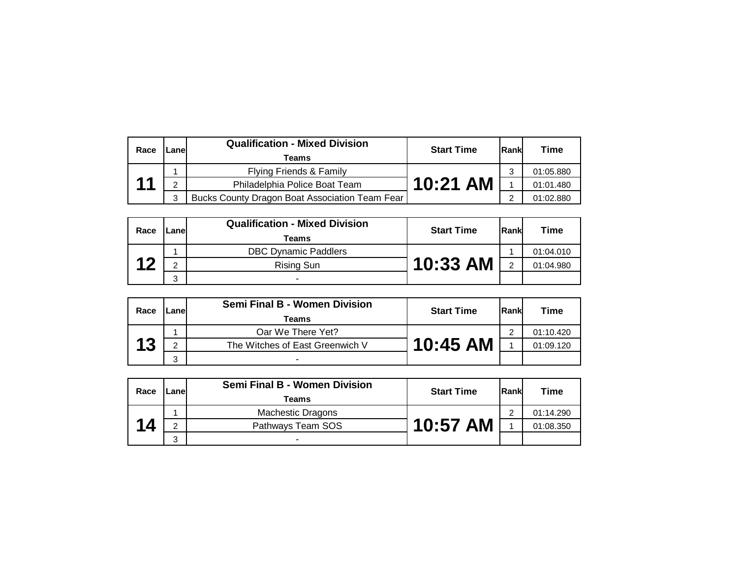| Race | Lane | Qualification - Mixed Division<br>Teams | Start Time | Rank | Time |
|---|---|---|---|---|---|
| 11 | 1 | Flying Friends & Family | 10:21 AM | 3 | 01:05.880 |
| | 2 | Philadelphia Police Boat Team | | 1 | 01:01.480 |
| | 3 | Bucks County Dragon Boat Association Team Fear | | 2 | 01:02.880 |

| Race | Lane | Qualification - Mixed Division<br>Teams | Start Time | Rank | Time |
|---|---|---|---|---|---|
| 12 | 1 | DBC Dynamic Paddlers | 10:33 AM | 1 | 01:04.010 |
| | 2 | Rising Sun | | 2 | 01:04.980 |
| | 3 | - | | | |

| Race | Lane | Semi Final B - Women Division<br>Teams | Start Time | Rank | Time |
|---|---|---|---|---|---|
| 13 | 1 | Oar We There Yet? | 10:45 AM | 2 | 01:10.420 |
| | 2 | The Witches of East Greenwich V | | 1 | 01:09.120 |
| | 3 | - | | | |

| Race | Lane | Semi Final B - Women Division<br>Teams | Start Time | Rank | Time |
|---|---|---|---|---|---|
| 14 | 1 | Machestic Dragons | 10:57 AM | 2 | 01:14.290 |
| | 2 | Pathways Team SOS | | 1 | 01:08.350 |
| | 3 | - | | | |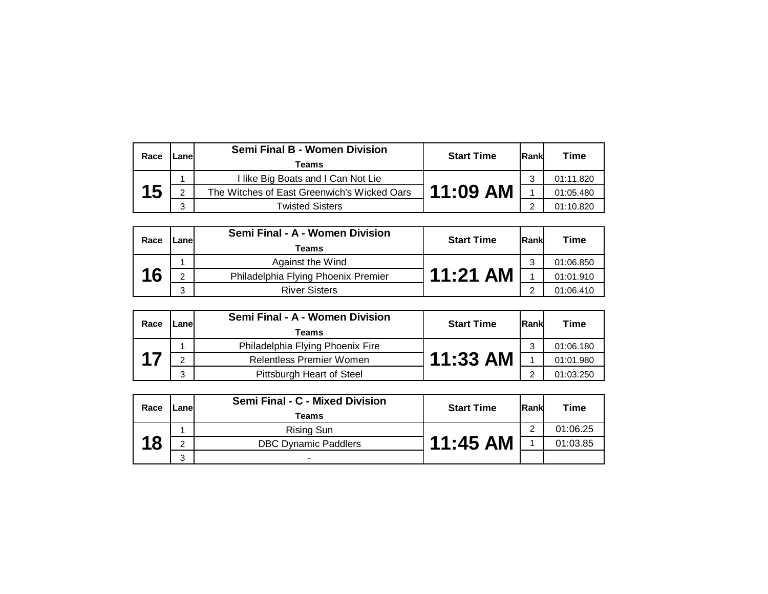| Race | Lane | Semi Final B - Women Division<br>Teams | Start Time | Rank | Time |
|---|---|---|---|---|---|
| 15 | 1 | I like Big Boats and I Can Not Lie | 11:09 AM | 3 | 01:11.820 |
| | 2 | The Witches of East Greenwich's Wicked Oars | | 1 | 01:05.480 |
| | 3 | Twisted Sisters | | 2 | 01:10.820 |

| Race | Lane | Semi Final - A - Women Division<br>Teams | Start Time | Rank | Time |
|---|---|---|---|---|---|
| 16 | 1 | Against the Wind | 11:21 AM | 3 | 01:06.850 |
| | 2 | Philadelphia Flying Phoenix Premier | | 1 | 01:01.910 |
| | 3 | River Sisters | | 2 | 01:06.410 |

| Race | Lane | Semi Final - A - Women Division<br>Teams | Start Time | Rank | Time |
|---|---|---|---|---|---|
| 17 | 1 | Philadelphia Flying Phoenix Fire | 11:33 AM | 3 | 01:06.180 |
| | 2 | Relentless Premier Women | | 1 | 01:01.980 |
| | 3 | Pittsburgh Heart of Steel | | 2 | 01:03.250 |

| Race | Lane | Semi Final - C - Mixed Division<br>Teams | Start Time | Rank | Time |
|---|---|---|---|---|---|
| 18 | 1 | Rising Sun | 11:45 AM | 2 | 01:06.25 |
| | 2 | DBC Dynamic Paddlers | | 1 | 01:03.85 |
| | 3 | - | | | |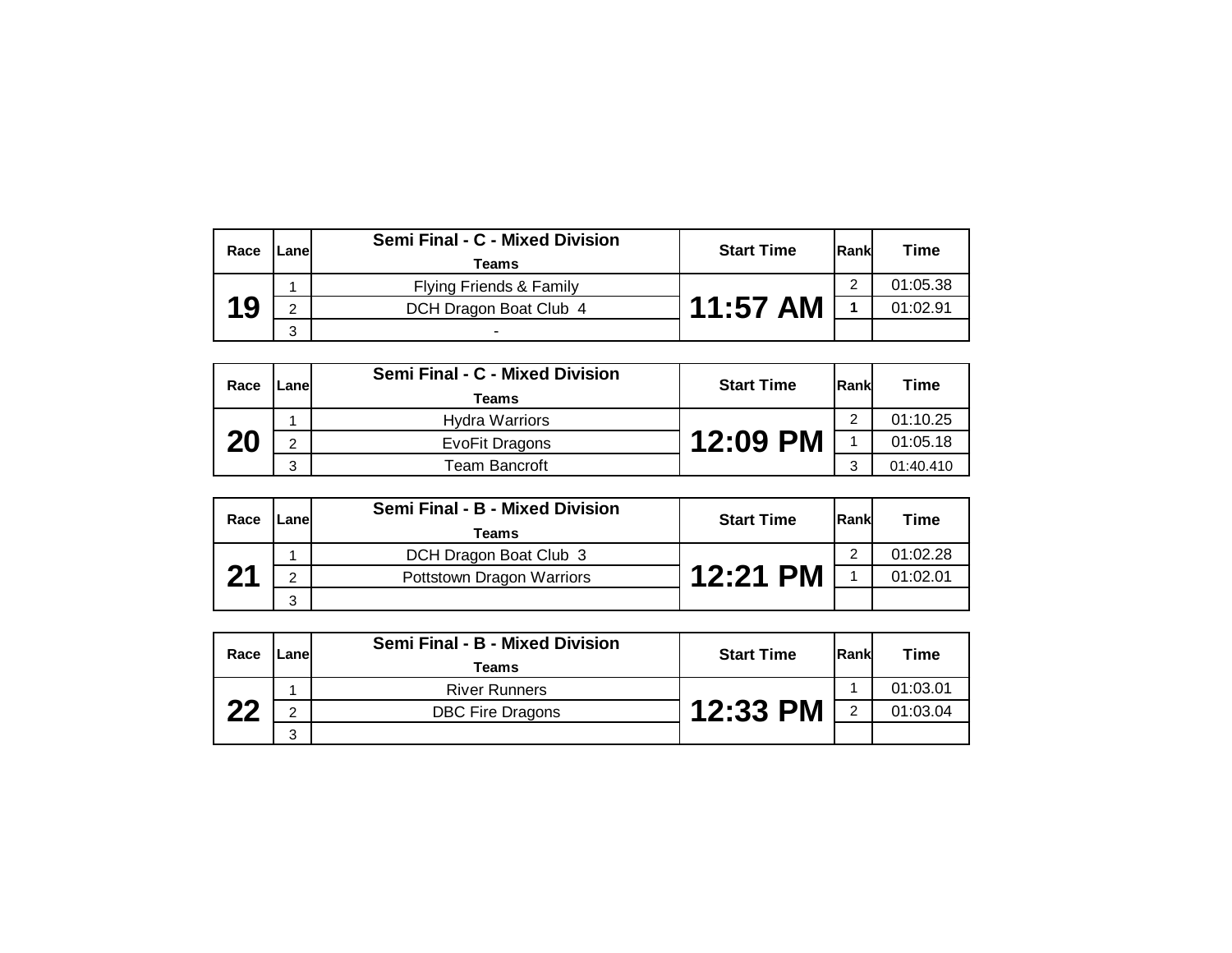| Race | Lane | Semi Final - C - Mixed Division<br>Teams | Start Time | Rank | Time |
|---|---|---|---|---|---|
| **19** | 1 | Flying Friends & Family | **11:57 AM** | 2 | 01:05.38 |
| | 2 | DCH Dragon Boat Club 4 | | **1** | 01:02.91 |
| | 3 | - | | | |

| Race | Lane | Semi Final - C - Mixed Division<br>Teams | Start Time | Rank | Time |
|---|---|---|---|---|---|
| **20** | 1 | Hydra Warriors | **12:09 PM** | 2 | 01:10.25 |
| | 2 | EvoFit Dragons | | 1 | 01:05.18 |
| | 3 | Team Bancroft | | 3 | 01:40.410 |

| Race | Lane | Semi Final - B - Mixed Division<br>Teams | Start Time | Rank | Time |
|---|---|---|---|---|---|
| **21** | 1 | DCH Dragon Boat Club 3 | **12:21 PM** | 2 | 01:02.28 |
| | 2 | Pottstown Dragon Warriors | | 1 | 01:02.01 |
| | 3 | | | | |

| Race | Lane | Semi Final - B - Mixed Division<br>Teams | Start Time | Rank | Time |
|---|---|---|---|---|---|
| **22** | 1 | River Runners | **12:33 PM** | 1 | 01:03.01 |
| | 2 | DBC Fire Dragons | | 2 | 01:03.04 |
| | 3 | | | | |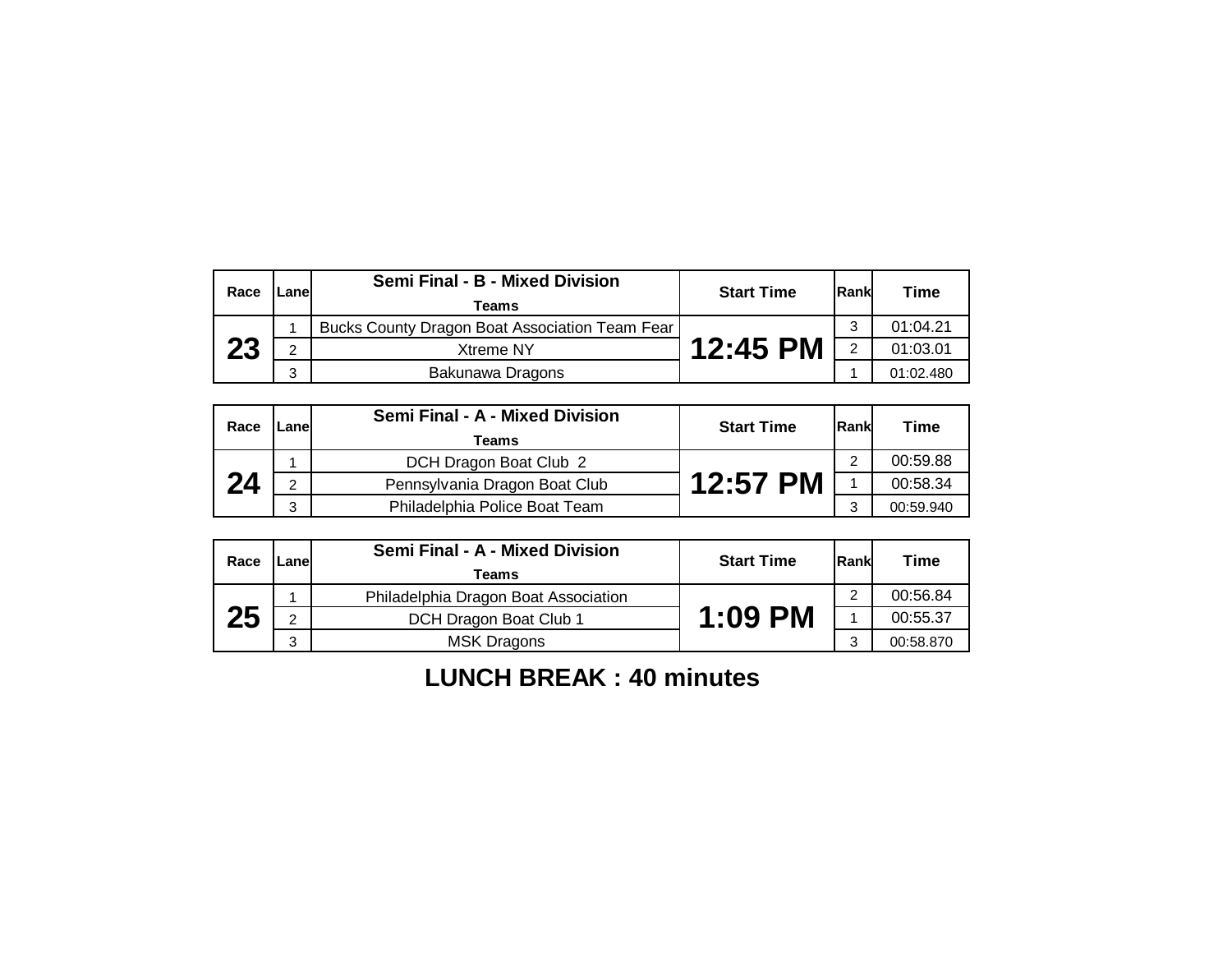| Race | Lane | Semi Final - B - Mixed Division<br>Teams | Start Time | Rank | Time |
|---|---|---|---|---|---|
| 23 | 1 | Bucks County Dragon Boat Association Team Fear | 12:45 PM | 3 | 01:04.21 |
| | 2 | Xtreme NY | | 2 | 01:03.01 |
| | 3 | Bakunawa Dragons | | 1 | 01:02.480 |

| Race | Lane | Semi Final - A - Mixed Division<br>Teams | Start Time | Rank | Time |
|---|---|---|---|---|---|
| 24 | 1 | DCH Dragon Boat Club 2 | 12:57 PM | 2 | 00:59.88 |
| | 2 | Pennsylvania Dragon Boat Club | | 1 | 00:58.34 |
| | 3 | Philadelphia Police Boat Team | | 3 | 00:59.940 |

| Race | Lane | Semi Final - A - Mixed Division<br>Teams | Start Time | Rank | Time |
|---|---|---|---|---|---|
| 25 | 1 | Philadelphia Dragon Boat Association | 1:09 PM | 2 | 00:56.84 |
| | 2 | DCH Dragon Boat Club 1 | | 1 | 00:55.37 |
| | 3 | MSK Dragons | | 3 | 00:58.870 |

**LUNCH BREAK : 40 minutes**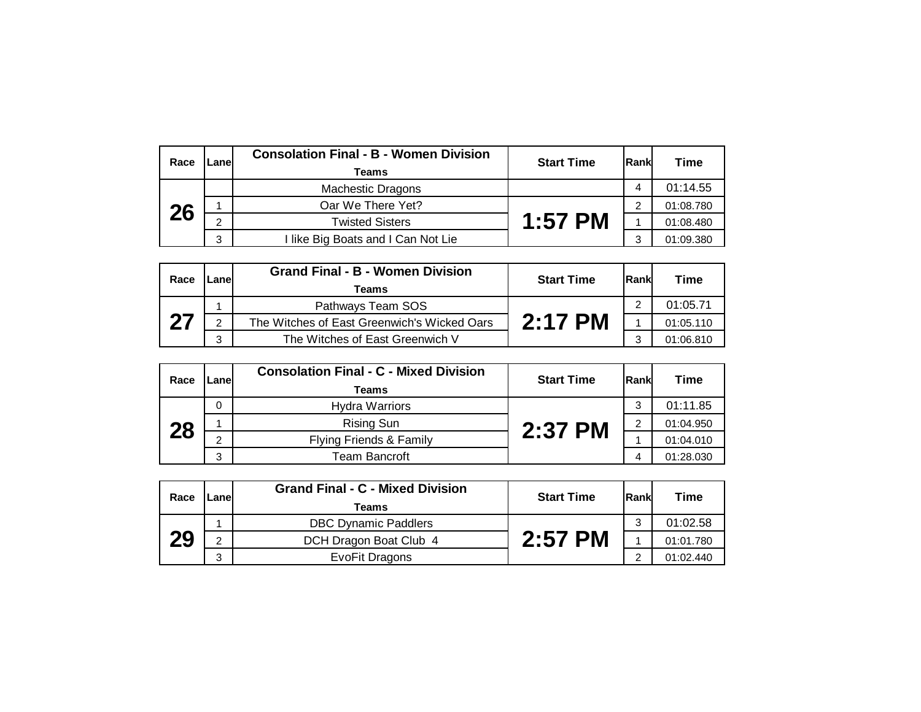| Race | Lane | Consolation Final - B - Women Division<br>Teams | Start Time | Rank | Time |
|---|---|---|---|---|---|
| 26 | | Machestic Dragons | 1:57 PM | 4 | 01:14.55 |
| | 1 | Oar We There Yet? | | 2 | 01:08.780 |
| | 2 | Twisted Sisters | | 1 | 01:08.480 |
| | 3 | I like Big Boats and I Can Not Lie | | 3 | 01:09.380 |

| Race | Lane | Grand Final - B - Women Division<br>Teams | Start Time | Rank | Time |
|---|---|---|---|---|---|
| 27 | 1 | Pathways Team SOS | 2:17 PM | 2 | 01:05.71 |
| | 2 | The Witches of East Greenwich's Wicked Oars | | 1 | 01:05.110 |
| | 3 | The Witches of East Greenwich V | | 3 | 01:06.810 |

| Race | Lane | Consolation Final - C - Mixed Division<br>Teams | Start Time | Rank | Time |
|---|---|---|---|---|---|
| 28 | 0 | Hydra Warriors | 2:37 PM | 3 | 01:11.85 |
| | 1 | Rising Sun | | 2 | 01:04.950 |
| | 2 | Flying Friends & Family | | 1 | 01:04.010 |
| | 3 | Team Bancroft | | 4 | 01:28.030 |

| Race | Lane | Grand Final - C - Mixed Division<br>Teams | Start Time | Rank | Time |
|---|---|---|---|---|---|
| 29 | 1 | DBC Dynamic Paddlers | 2:57 PM | 3 | 01:02.58 |
| | 2 | DCH Dragon Boat Club 4 | | 1 | 01:01.780 |
| | 3 | EvoFit Dragons | | 2 | 01:02.440 |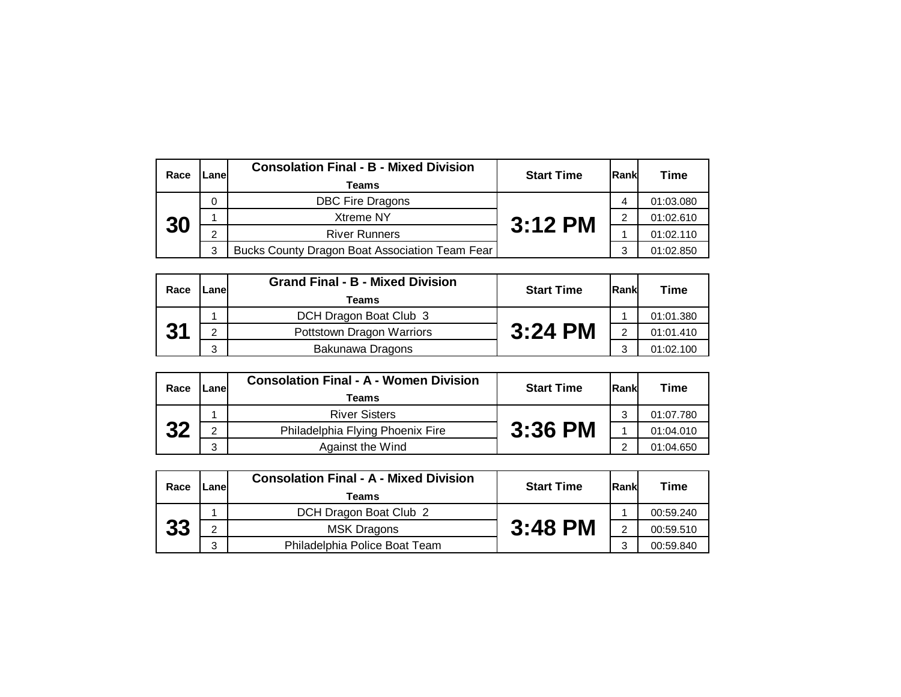| Race | Lane | Consolation Final - B - Mixed Division<br>Teams | Start Time | Rank | Time |
|---|---|---|---|---|---|
| 30 | 0 | DBC Fire Dragons | 3:12 PM | 4 | 01:03.080 |
| | 1 | Xtreme NY | | 2 | 01:02.610 |
| | 2 | River Runners | | 1 | 01:02.110 |
| | 3 | Bucks County Dragon Boat Association Team Fear | | 3 | 01:02.850 |

| Race | Lane | Grand Final - B - Mixed Division<br>Teams | Start Time | Rank | Time |
|---|---|---|---|---|---|
| 31 | 1 | DCH Dragon Boat Club 3 | 3:24 PM | 1 | 01:01.380 |
| | 2 | Pottstown Dragon Warriors | | 2 | 01:01.410 |
| | 3 | Bakunawa Dragons | | 3 | 01:02.100 |

| Race | Lane | Consolation Final - A - Women Division<br>Teams | Start Time | Rank | Time |
|---|---|---|---|---|---|
| 32 | 1 | River Sisters | 3:36 PM | 3 | 01:07.780 |
| | 2 | Philadelphia Flying Phoenix Fire | | 1 | 01:04.010 |
| | 3 | Against the Wind | | 2 | 01:04.650 |

| Race | Lane | Consolation Final - A - Mixed Division<br>Teams | Start Time | Rank | Time |
|---|---|---|---|---|---|
| 33 | 1 | DCH Dragon Boat Club 2 | 3:48 PM | 1 | 00:59.240 |
| | 2 | MSK Dragons | | 2 | 00:59.510 |
| | 3 | Philadelphia Police Boat Team | | 3 | 00:59.840 |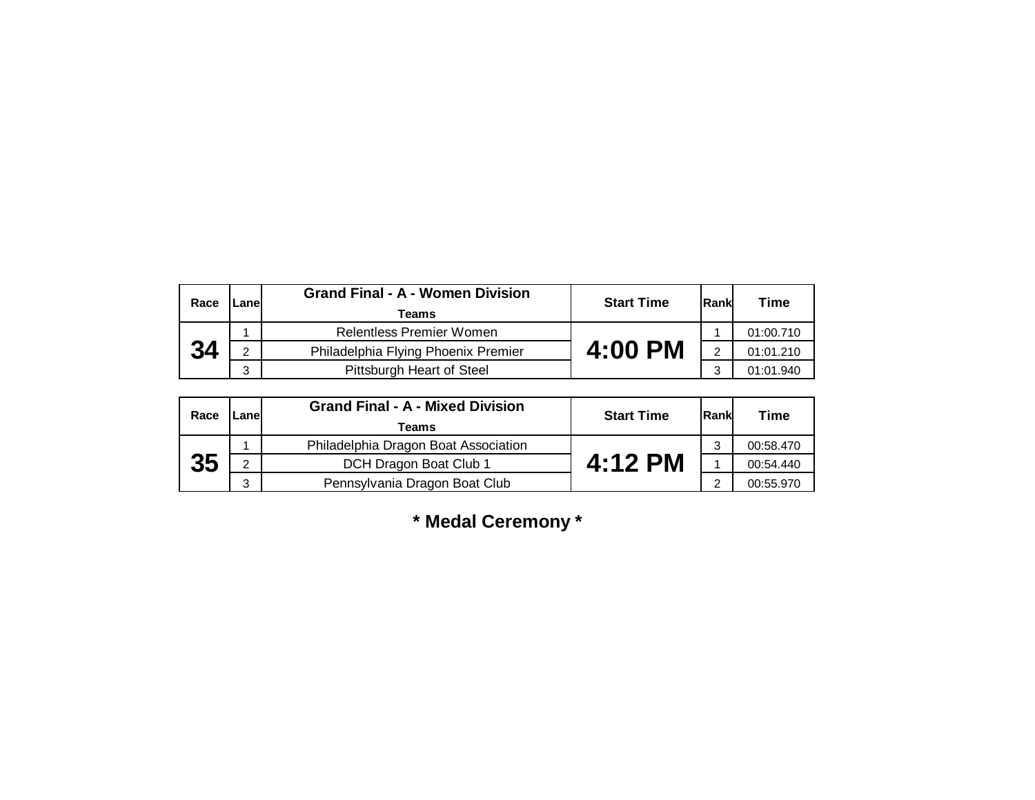| Race | Lane | Grand Final - A - Women Division<br>Teams | Start Time | Rank | Time |
|---|---|---|---|---|---|
| 34 | 1 | Relentless Premier Women | 4:00 PM | 1 | 01:00.710 |
| | 2 | Philadelphia Flying Phoenix Premier | | 2 | 01:01.210 |
| | 3 | Pittsburgh Heart of Steel | | 3 | 01:01.940 |

| Race | Lane | Grand Final - A - Mixed Division<br>Teams | Start Time | Rank | Time |
|---|---|---|---|---|---|
| 35 | 1 | Philadelphia Dragon Boat Association | 4:12 PM | 3 | 00:58.470 |
| | 2 | DCH Dragon Boat Club 1 | | 1 | 00:54.440 |
| | 3 | Pennsylvania Dragon Boat Club | | 2 | 00:55.970 |

**\* Medal Ceremony \***